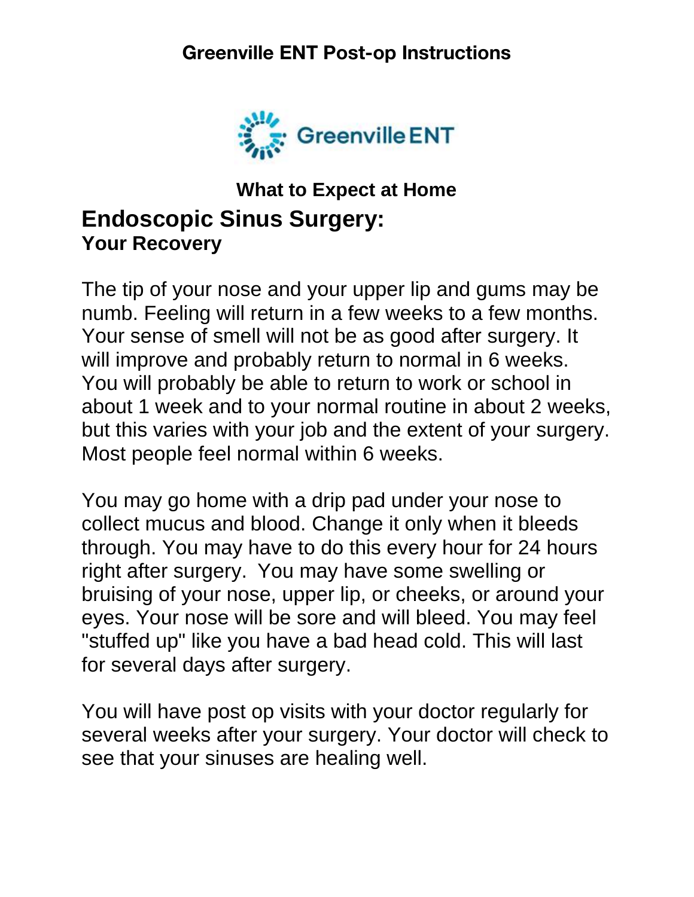# Greenville ENT Post-op Instructions

Greenville ENT

### What to Expect at Home

## Endoscopic Sinus Surgery:

### Your Recovery

The tip of your nose and your upper lip and gums may be numb. Feeling will return in a few weeks to a few months. Your sense of smell will not be as good after surgery. It will improve and probably return to normal in 6 weeks. You will probably be able to return to work or school in about 1 week and to your normal routine in about 2 weeks, but this varies with your job and the extent of your surgery. Most people feel normal within 6 weeks.

You may go home with a drip pad under your nose to collect mucus and blood. Change it only when it bleeds through. You may have to do this every hour for 24 hours right after surgery. You may have some swelling or bruising of your nose, upper lip, or cheeks, or around your eyes. Your nose will be sore and will bleed. You may feel "stuffed up" like you have a bad head cold. This will last for several days after surgery.

You will have post op visits with your doctor regularly for several weeks after your surgery. Your doctor will check to see that your sinuses are healing well.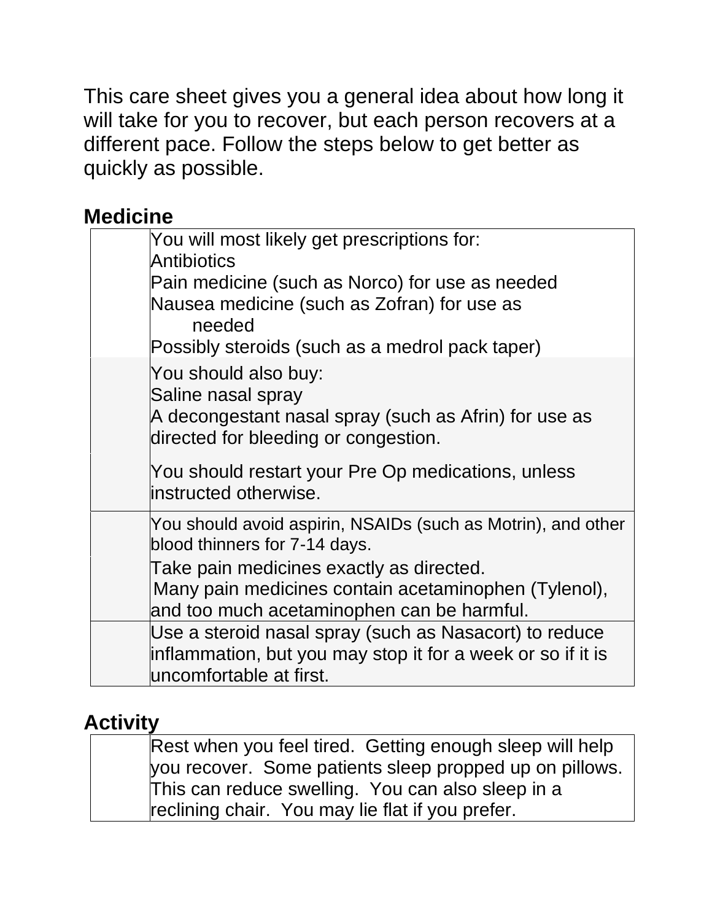This care sheet gives you a general idea about how long it will take for you to recover, but each person recovers at a different pace. Follow the steps below to get better as quickly as possible.

## Medicine

| | |
|---|---|
| | You will most likely get prescriptions for:<br>Antibiotics<br>Pain medicine (such as Norco) for use as needed<br>Nausea medicine (such as Zofran) for use as needed<br>Possibly steroids (such as a medrol pack taper) |
| | You should also buy:<br>Saline nasal spray<br>A decongestant nasal spray (such as Afrin) for use as directed for bleeding or congestion.<br><br>You should restart your Pre Op medications, unless instructed otherwise. |
| | You should avoid aspirin, NSAIDs (such as Motrin), and other blood thinners for 7-14 days.<br>Take pain medicines exactly as directed.<br>Many pain medicines contain acetaminophen (Tylenol), and too much acetaminophen can be harmful. |
| | Use a steroid nasal spray (such as Nasacort) to reduce inflammation, but you may stop it for a week or so if it is uncomfortable at first. |

## Activity

| | |
|---|---|
| | Rest when you feel tired. Getting enough sleep will help you recover. Some patients sleep propped up on pillows. This can reduce swelling. You can also sleep in a reclining chair. You may lie flat if you prefer. |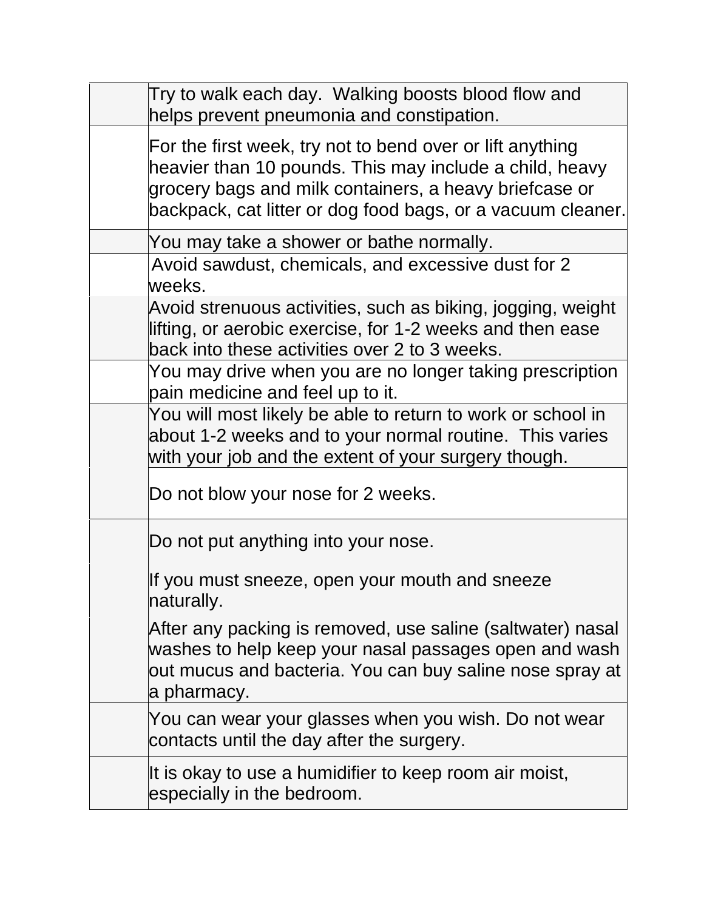| | |
|---|---|
| | Try to walk each day. Walking boosts blood flow and helps prevent pneumonia and constipation. |
| | For the first week, try not to bend over or lift anything heavier than 10 pounds. This may include a child, heavy grocery bags and milk containers, a heavy briefcase or backpack, cat litter or dog food bags, or a vacuum cleaner. |
| | You may take a shower or bathe normally. |
| | Avoid sawdust, chemicals, and excessive dust for 2 weeks. |
| | Avoid strenuous activities, such as biking, jogging, weight lifting, or aerobic exercise, for 1-2 weeks and then ease back into these activities over 2 to 3 weeks. |
| | You may drive when you are no longer taking prescription pain medicine and feel up to it. |
| | You will most likely be able to return to work or school in about 1-2 weeks and to your normal routine. This varies with your job and the extent of your surgery though. |
| | Do not blow your nose for 2 weeks. |
| | Do not put anything into your nose.<br><br>If you must sneeze, open your mouth and sneeze naturally.<br><br>After any packing is removed, use saline (saltwater) nasal washes to help keep your nasal passages open and wash out mucus and bacteria. You can buy saline nose spray at a pharmacy. |
| | You can wear your glasses when you wish. Do not wear contacts until the day after the surgery. |
| | It is okay to use a humidifier to keep room air moist, especially in the bedroom. |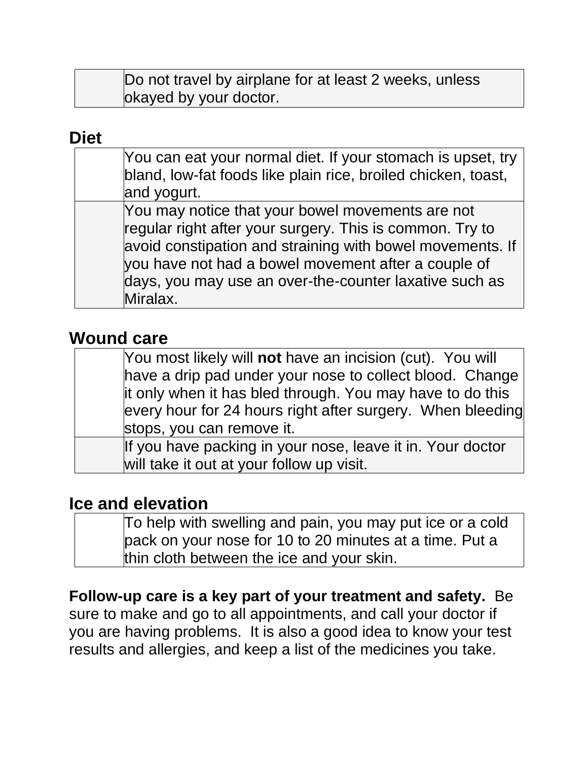| | |
|---|---|
| | Do not travel by airplane for at least 2 weeks, unless okayed by your doctor. |

## Diet

| | |
|---|---|
| | You can eat your normal diet. If your stomach is upset, try bland, low-fat foods like plain rice, broiled chicken, toast, and yogurt. |
| | You may notice that your bowel movements are not regular right after your surgery. This is common. Try to avoid constipation and straining with bowel movements. If you have not had a bowel movement after a couple of days, you may use an over-the-counter laxative such as Miralax. |

## Wound care

| | |
|---|---|
| | You most likely will **not** have an incision (cut). You will have a drip pad under your nose to collect blood. Change it only when it has bled through. You may have to do this every hour for 24 hours right after surgery. When bleeding stops, you can remove it. |
| | If you have packing in your nose, leave it in. Your doctor will take it out at your follow up visit. |

## Ice and elevation

| | |
|---|---|
| | To help with swelling and pain, you may put ice or a cold pack on your nose for 10 to 20 minutes at a time. Put a thin cloth between the ice and your skin. |

**Follow-up care is a key part of your treatment and safety.** Be sure to make and go to all appointments, and call your doctor if you are having problems. It is also a good idea to know your test results and allergies, and keep a list of the medicines you take.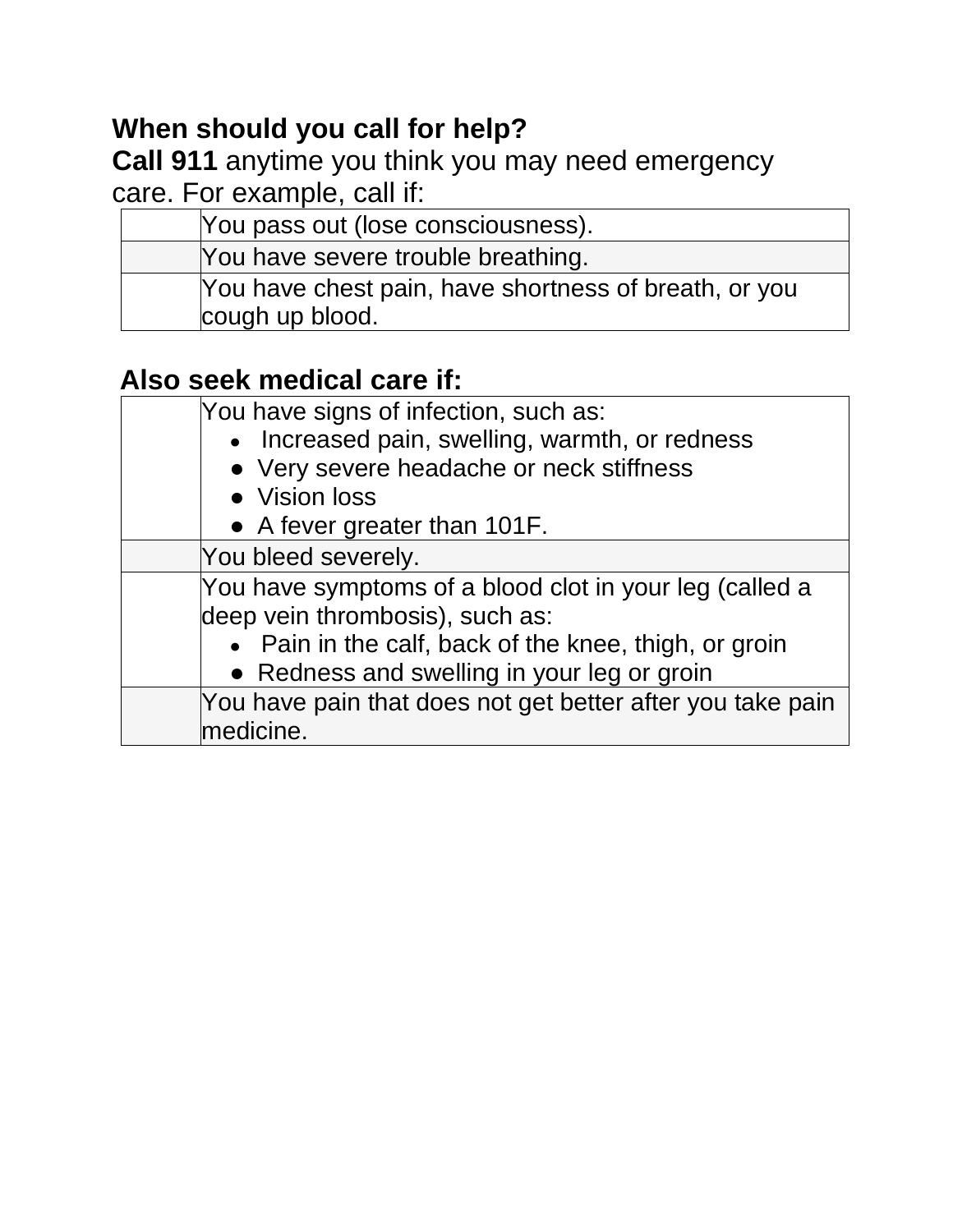**When should you call for help?**

**Call 911** anytime you think you may need emergency care. For example, call if:

| | |
|---|---|
| | You pass out (lose consciousness). |
| | You have severe trouble breathing. |
| | You have chest pain, have shortness of breath, or you cough up blood. |

**Also seek medical care if:**

| | |
|---|---|
| | You have signs of infection, such as:<br>• Increased pain, swelling, warmth, or redness<br>• Very severe headache or neck stiffness<br>• Vision loss<br>• A fever greater than 101F. |
| | You bleed severely. |
| | You have symptoms of a blood clot in your leg (called a deep vein thrombosis), such as:<br>• Pain in the calf, back of the knee, thigh, or groin<br>• Redness and swelling in your leg or groin |
| | You have pain that does not get better after you take pain medicine. |